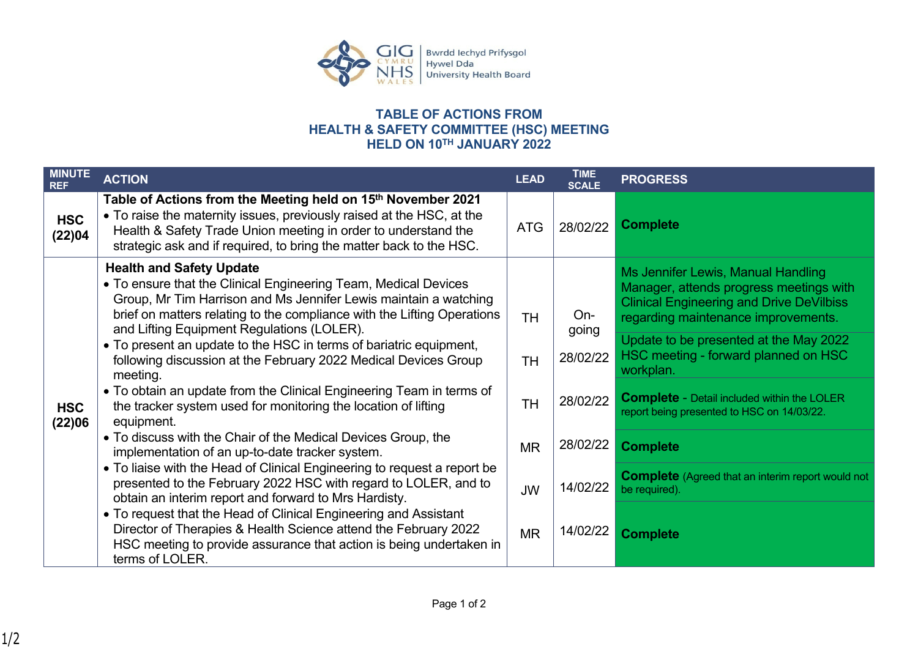# TABLE OF ACTIONS FROM HEALTH & SAFETY COMMITTEE (HSC) MEETING HELD ON 10TH JANUARY 2022

| MINUTE REF | ACTION | LEAD | TIME SCALE | PROGRESS |
|---|---|---|---|---|
| **HSC (22)04** | **Table of Actions from the Meeting held on 15th November 2021** | | | |
| | • To raise the maternity issues, previously raised at the HSC, at the Health & Safety Trade Union meeting in order to understand the strategic ask and if required, to bring the matter back to the HSC. | ATG | 28/02/22 | **Complete** |
| **HSC (22)06** | **Health and Safety Update** | | | |
| | • To ensure that the Clinical Engineering Team, Medical Devices Group, Mr Tim Harrison and Ms Jennifer Lewis maintain a watching brief on matters relating to the compliance with the Lifting Operations and Lifting Equipment Regulations (LOLER). | TH | On-going | Ms Jennifer Lewis, Manual Handling Manager, attends progress meetings with Clinical Engineering and Drive DeVilbiss regarding maintenance improvements. |
| | • To present an update to the HSC in terms of bariatric equipment, following discussion at the February 2022 Medical Devices Group meeting. | TH | 28/02/22 | Update to be presented at the May 2022 HSC meeting - forward planned on HSC workplan. |
| | • To obtain an update from the Clinical Engineering Team in terms of the tracker system used for monitoring the location of lifting equipment. | TH | 28/02/22 | **Complete** - Detail included within the LOLER report being presented to HSC on 14/03/22. |
| | • To discuss with the Chair of the Medical Devices Group, the implementation of an up-to-date tracker system. | MR | 28/02/22 | **Complete** |
| | • To liaise with the Head of Clinical Engineering to request a report be presented to the February 2022 HSC with regard to LOLER, and to obtain an interim report and forward to Mrs Hardisty. | JW | 14/02/22 | **Complete** (Agreed that an interim report would not be required). |
| | • To request that the Head of Clinical Engineering and Assistant Director of Therapies & Health Science attend the February 2022 HSC meeting to provide assurance that action is being undertaken in terms of LOLER. | MR | 14/02/22 | **Complete** |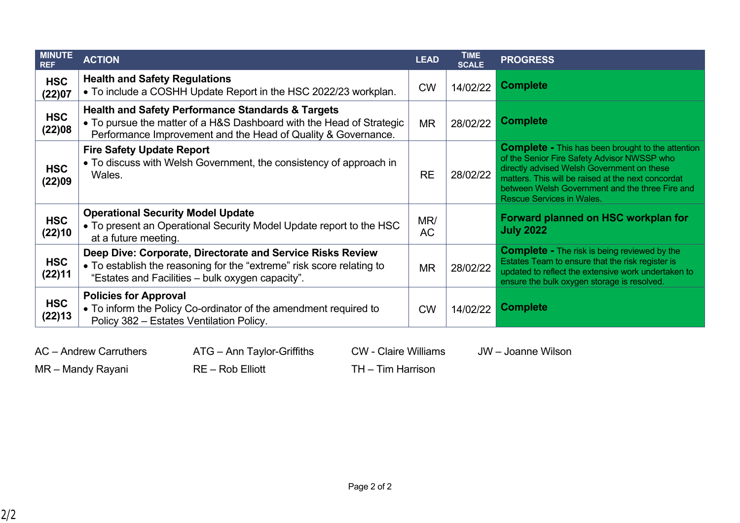| MINUTE REF | ACTION | LEAD | TIME SCALE | PROGRESS |
|---|---|---|---|---|
| **HSC (22)07** | **Health and Safety Regulations**<br>• To include a COSHH Update Report in the HSC 2022/23 workplan. | CW | 14/02/22 | **Complete** |
| **HSC (22)08** | **Health and Safety Performance Standards & Targets**<br>• To pursue the matter of a H&S Dashboard with the Head of Strategic Performance Improvement and the Head of Quality & Governance. | MR | 28/02/22 | **Complete** |
| **HSC (22)09** | **Fire Safety Update Report**<br>• To discuss with Welsh Government, the consistency of approach in Wales. | RE | 28/02/22 | **Complete -** This has been brought to the attention of the Senior Fire Safety Advisor NWSSP who directly advised Welsh Government on these matters. This will be raised at the next concordat between Welsh Government and the three Fire and Rescue Services in Wales. |
| **HSC (22)10** | **Operational Security Model Update**<br>• To present an Operational Security Model Update report to the HSC at a future meeting. | MR/ AC | | **Forward planned on HSC workplan for July 2022** |
| **HSC (22)11** | **Deep Dive: Corporate, Directorate and Service Risks Review**<br>• To establish the reasoning for the "extreme" risk score relating to "Estates and Facilities – bulk oxygen capacity". | MR | 28/02/22 | **Complete -** The risk is being reviewed by the Estates Team to ensure that the risk register is updated to reflect the extensive work undertaken to ensure the bulk oxygen storage is resolved. |
| **HSC (22)13** | **Policies for Approval**<br>• To inform the Policy Co-ordinator of the amendment required to Policy 382 – Estates Ventilation Policy. | CW | 14/02/22 | **Complete** |

AC – Andrew Carruthers
ATG – Ann Taylor-Griffiths
CW - Claire Williams
JW – Joanne Wilson
MR – Mandy Rayani
RE – Rob Elliott
TH – Tim Harrison